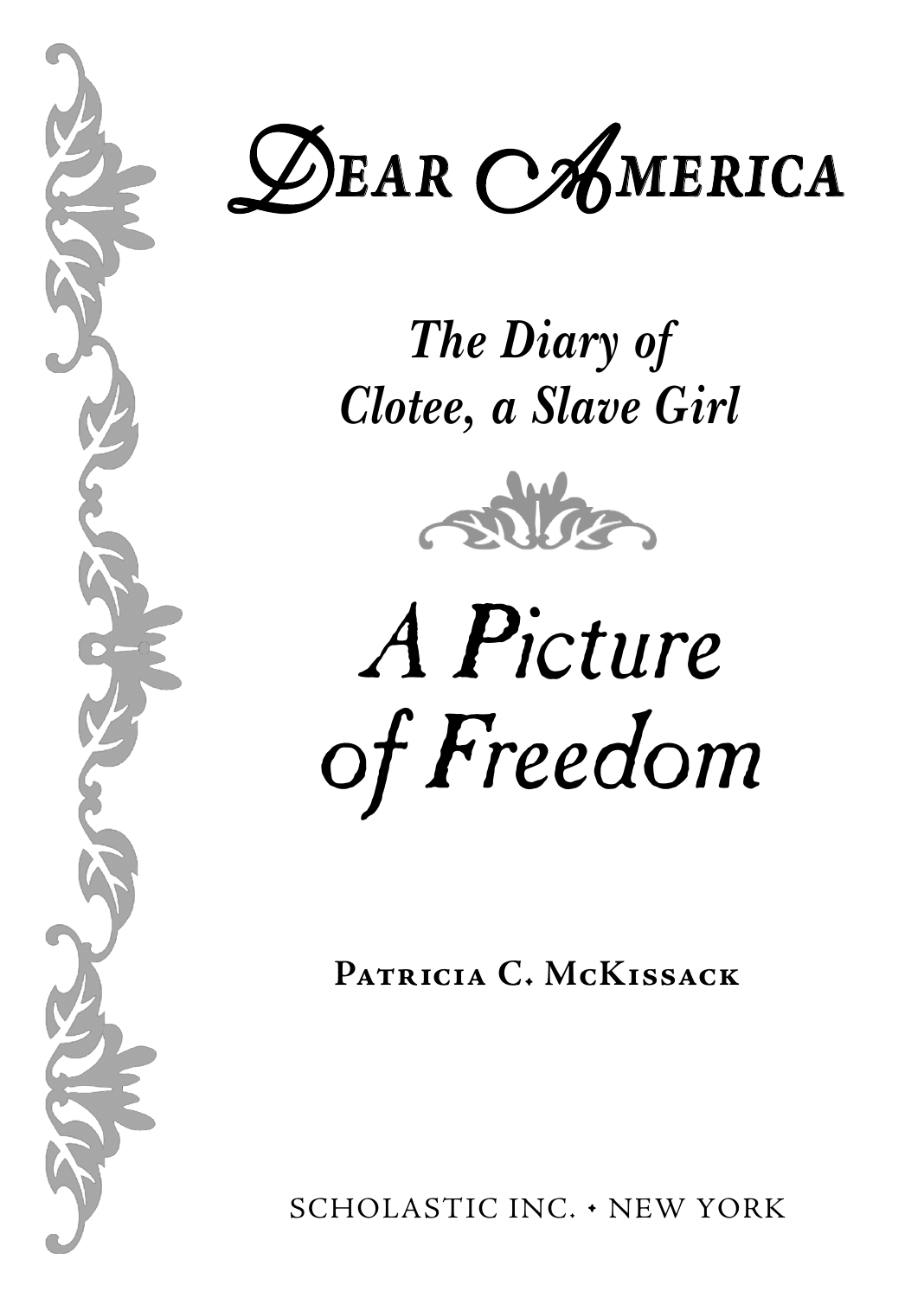# Dear America

## *The Diary of Clotee, a Slave Girl*

# *A Picture of Freedom*

**Patricia C. McKissack**

SCHOLASTIC INC. • NEW YORK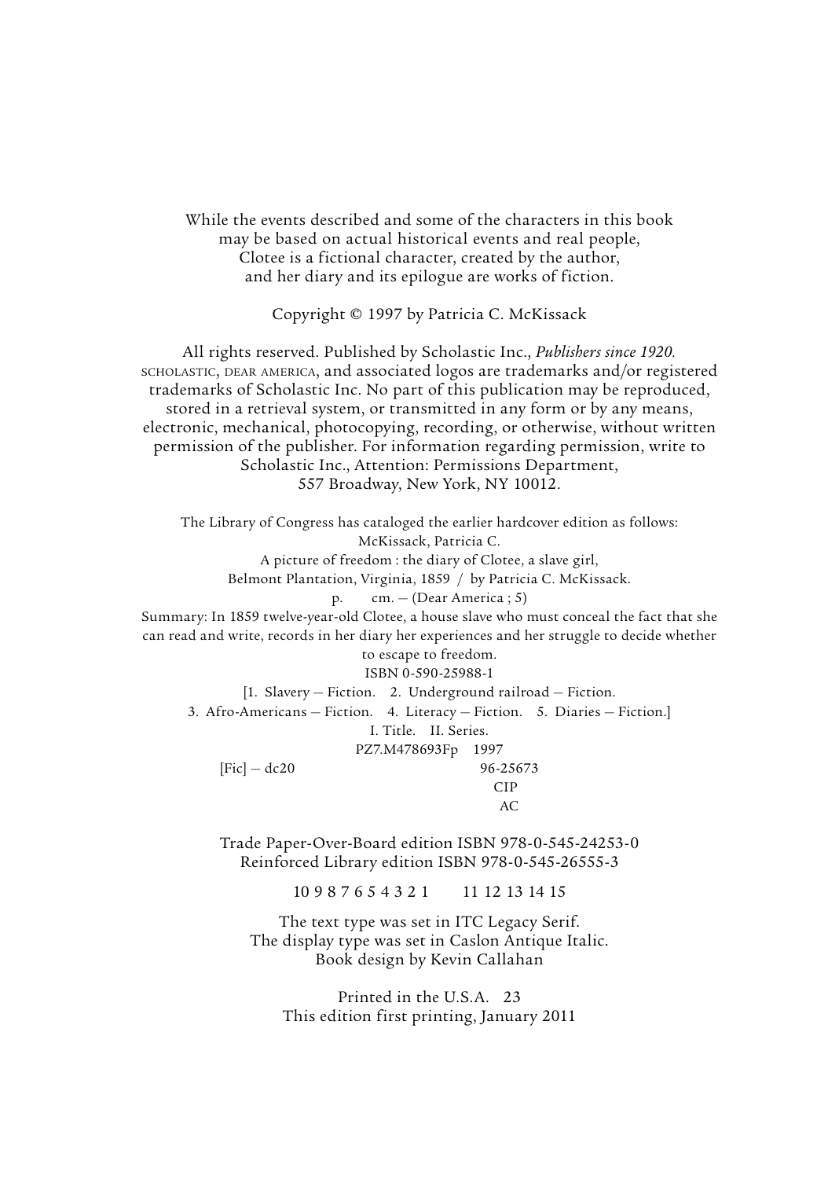While the events described and some of the characters in this book may be based on actual historical events and real people, Clotee is a fictional character, created by the author, and her diary and its epilogue are works of fiction.

Copyright © 1997 by Patricia C. McKissack

All rights reserved. Published by Scholastic Inc., *Publishers since 1920.* SCHOLASTIC, DEAR AMERICA, and associated logos are trademarks and/or registered trademarks of Scholastic Inc. No part of this publication may be reproduced, stored in a retrieval system, or transmitted in any form or by any means, electronic, mechanical, photocopying, recording, or otherwise, without written permission of the publisher. For information regarding permission, write to Scholastic Inc., Attention: Permissions Department, 557 Broadway, New York, NY 10012.

The Library of Congress has cataloged the earlier hardcover edition as follows:
McKissack, Patricia C.
A picture of freedom : the diary of Clotee, a slave girl,
Belmont Plantation, Virginia, 1859 / by Patricia C. McKissack.
p. cm. — (Dear America ; 5)
Summary: In 1859 twelve-year-old Clotee, a house slave who must conceal the fact that she can read and write, records in her diary her experiences and her struggle to decide whether to escape to freedom.
ISBN 0-590-25988-1
[1. Slavery — Fiction. 2. Underground railroad — Fiction.
3. Afro-Americans — Fiction. 4. Literacy — Fiction. 5. Diaries — Fiction.]
I. Title. II. Series.
PZ7.M478693Fp 1997
[Fic] — dc20 96-25673
CIP
AC

Trade Paper-Over-Board edition ISBN 978-0-545-24253-0
Reinforced Library edition ISBN 978-0-545-26555-3

10 9 8 7 6 5 4 3 2 1 11 12 13 14 15

The text type was set in ITC Legacy Serif.
The display type was set in Caslon Antique Italic.
Book design by Kevin Callahan

Printed in the U.S.A. 23
This edition first printing, January 2011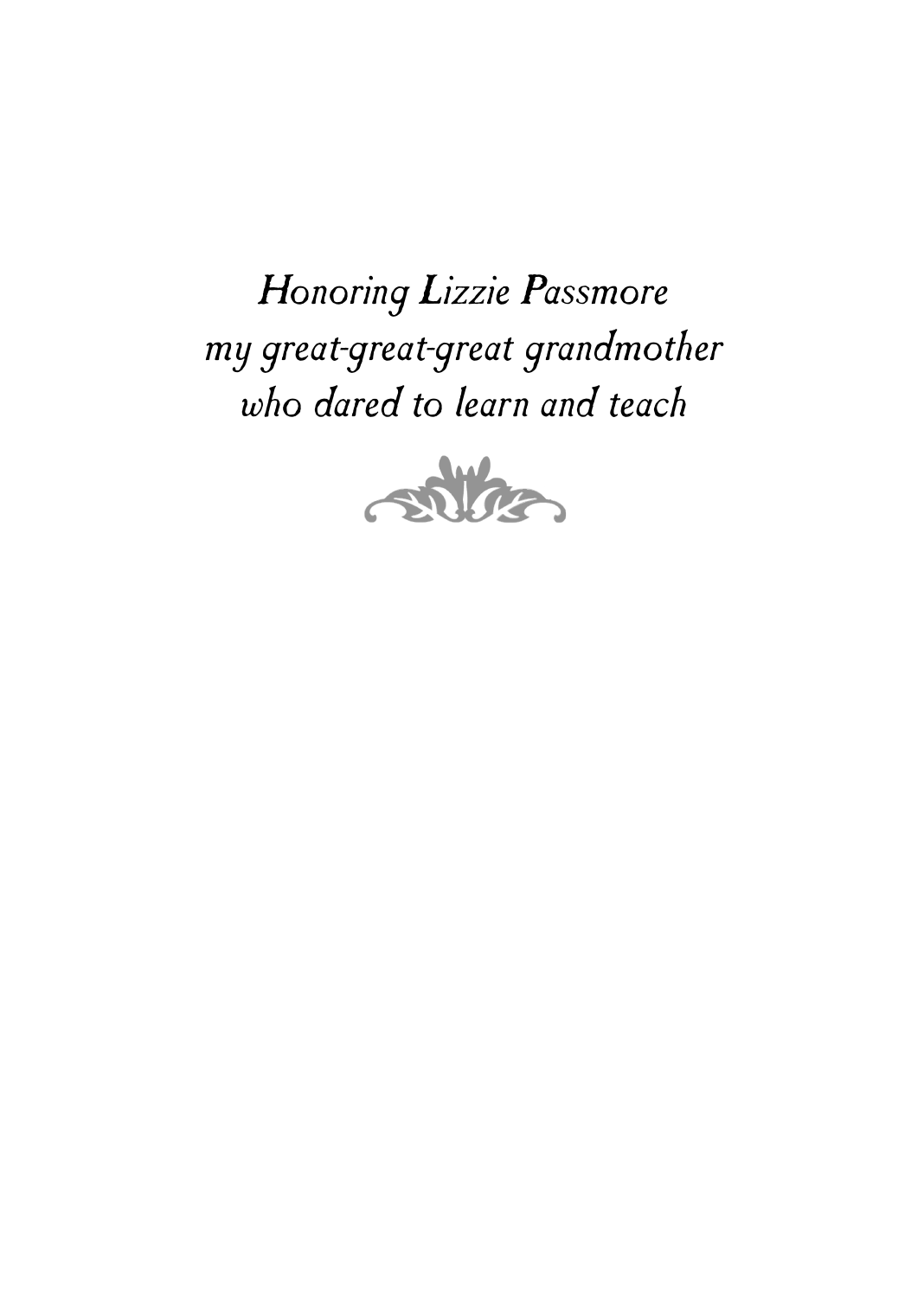*Honoring Lizzie Passmore*
*my great-great-great grandmother*
*who dared to learn and teach*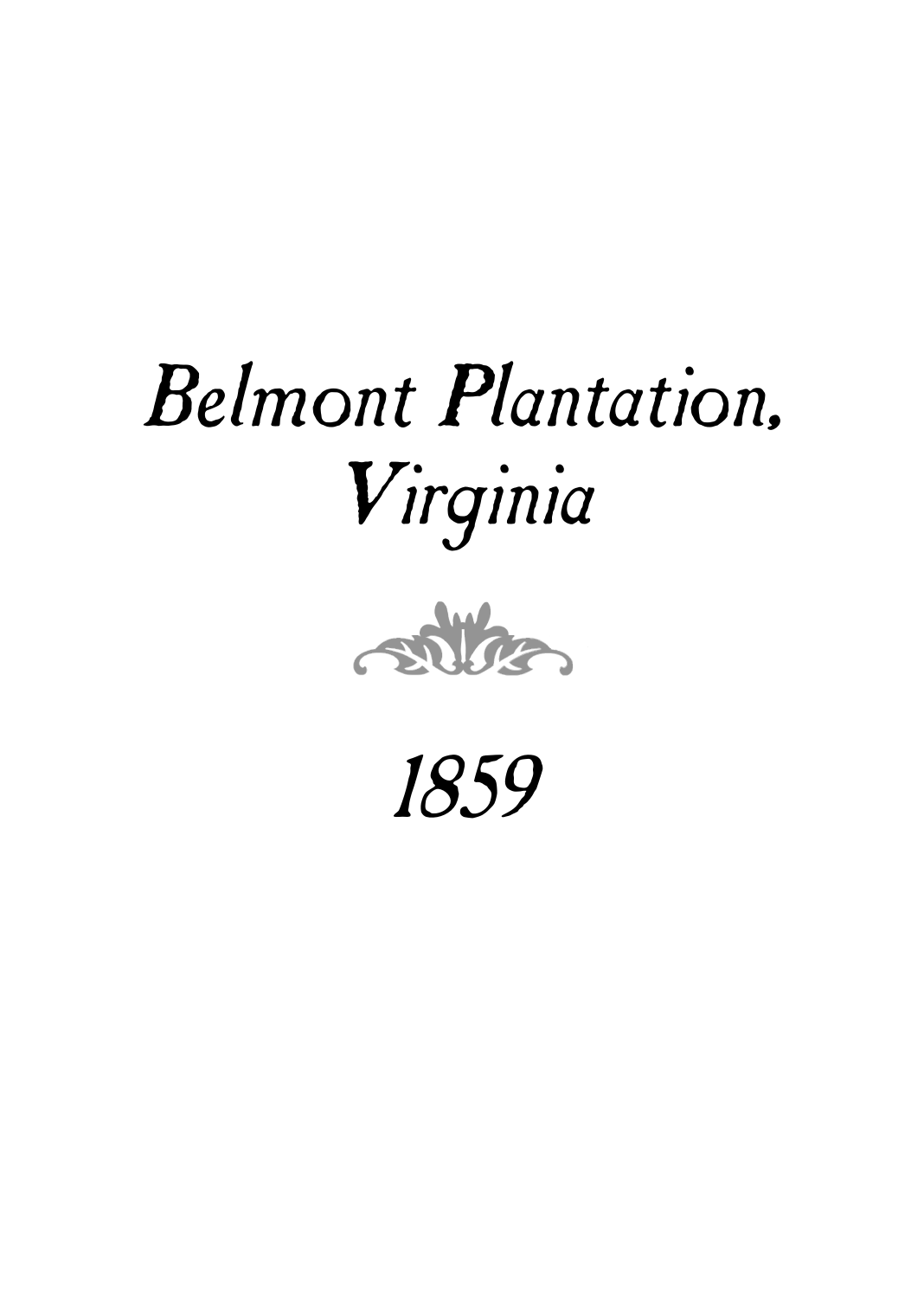# *Belmont Plantation, Virginia*

# *1859*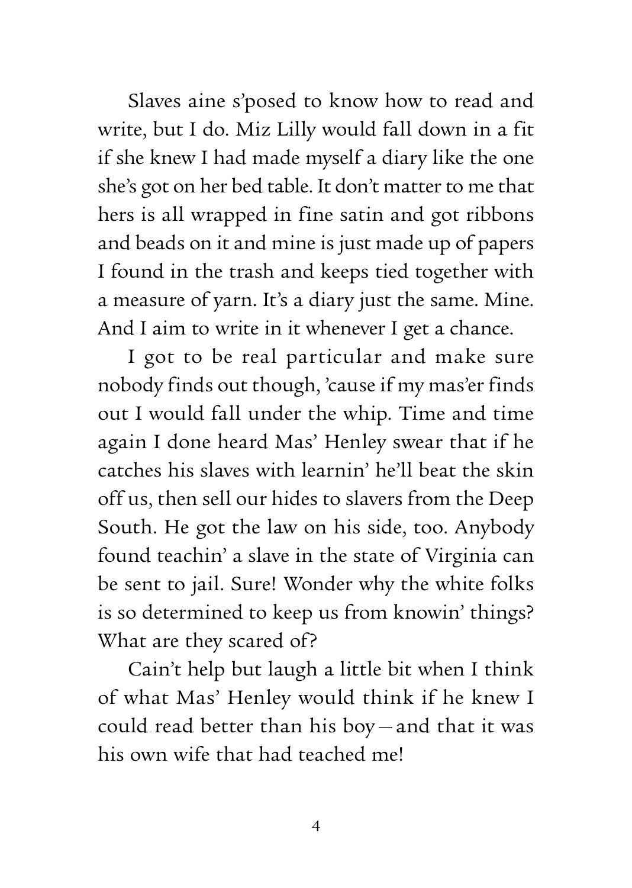Slaves aine s'posed to know how to read and write, but I do. Miz Lilly would fall down in a fit if she knew I had made myself a diary like the one she's got on her bed table. It don't matter to me that hers is all wrapped in fine satin and got ribbons and beads on it and mine is just made up of papers I found in the trash and keeps tied together with a measure of yarn. It's a diary just the same. Mine. And I aim to write in it whenever I get a chance.

I got to be real particular and make sure nobody finds out though, 'cause if my mas'er finds out I would fall under the whip. Time and time again I done heard Mas' Henley swear that if he catches his slaves with learnin' he'll beat the skin off us, then sell our hides to slavers from the Deep South. He got the law on his side, too. Anybody found teachin' a slave in the state of Virginia can be sent to jail. Sure! Wonder why the white folks is so determined to keep us from knowin' things? What are they scared of?

Cain't help but laugh a little bit when I think of what Mas' Henley would think if he knew I could read better than his boy—and that it was his own wife that had teached me!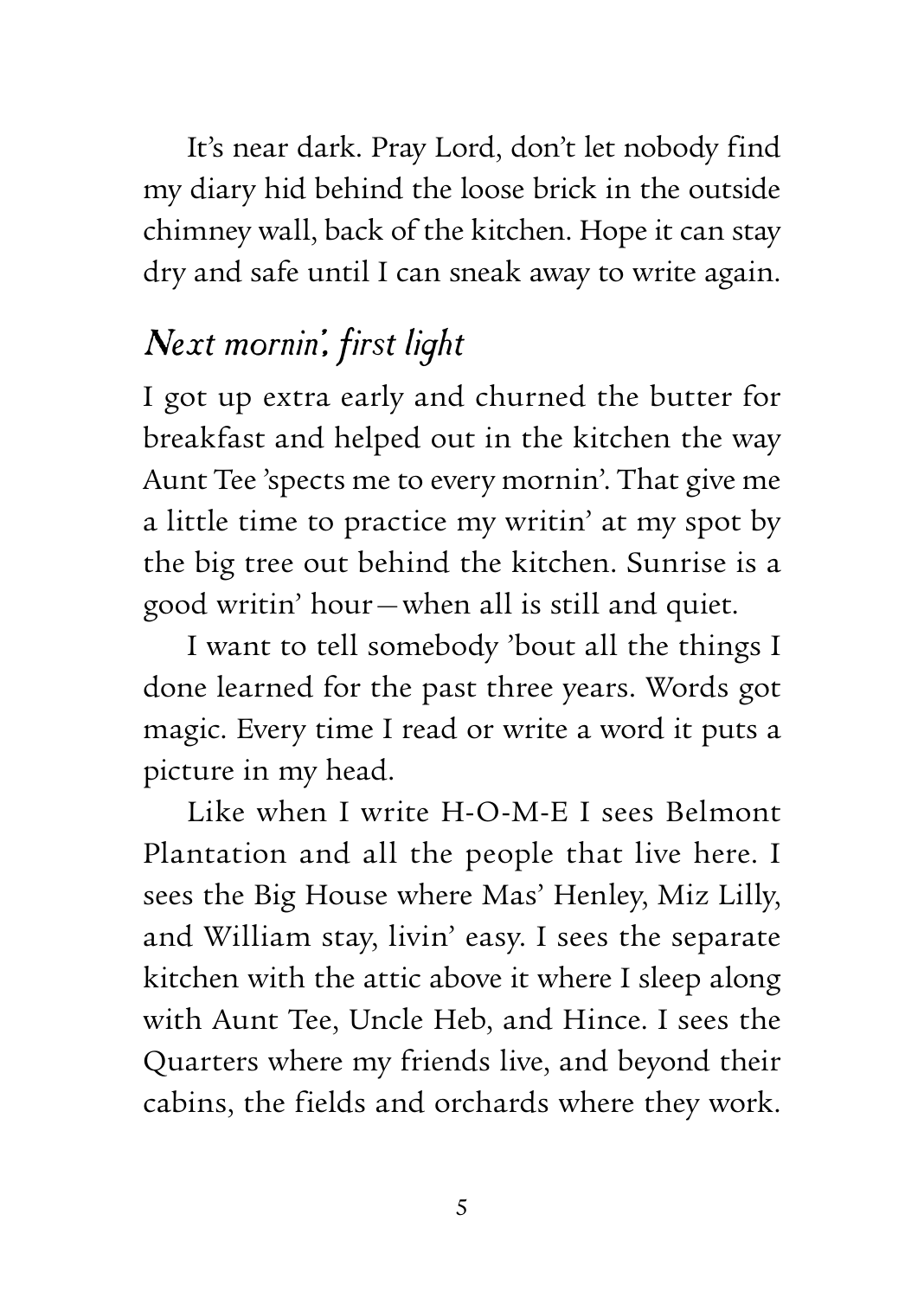It's near dark. Pray Lord, don't let nobody find my diary hid behind the loose brick in the outside chimney wall, back of the kitchen. Hope it can stay dry and safe until I can sneak away to write again.

### *Next mornin', first light*

I got up extra early and churned the butter for breakfast and helped out in the kitchen the way Aunt Tee 'spects me to every mornin'. That give me a little time to practice my writin' at my spot by the big tree out behind the kitchen. Sunrise is a good writin' hour—when all is still and quiet.

I want to tell somebody 'bout all the things I done learned for the past three years. Words got magic. Every time I read or write a word it puts a picture in my head.

Like when I write H-O-M-E I sees Belmont Plantation and all the people that live here. I sees the Big House where Mas' Henley, Miz Lilly, and William stay, livin' easy. I sees the separate kitchen with the attic above it where I sleep along with Aunt Tee, Uncle Heb, and Hince. I sees the Quarters where my friends live, and beyond their cabins, the fields and orchards where they work.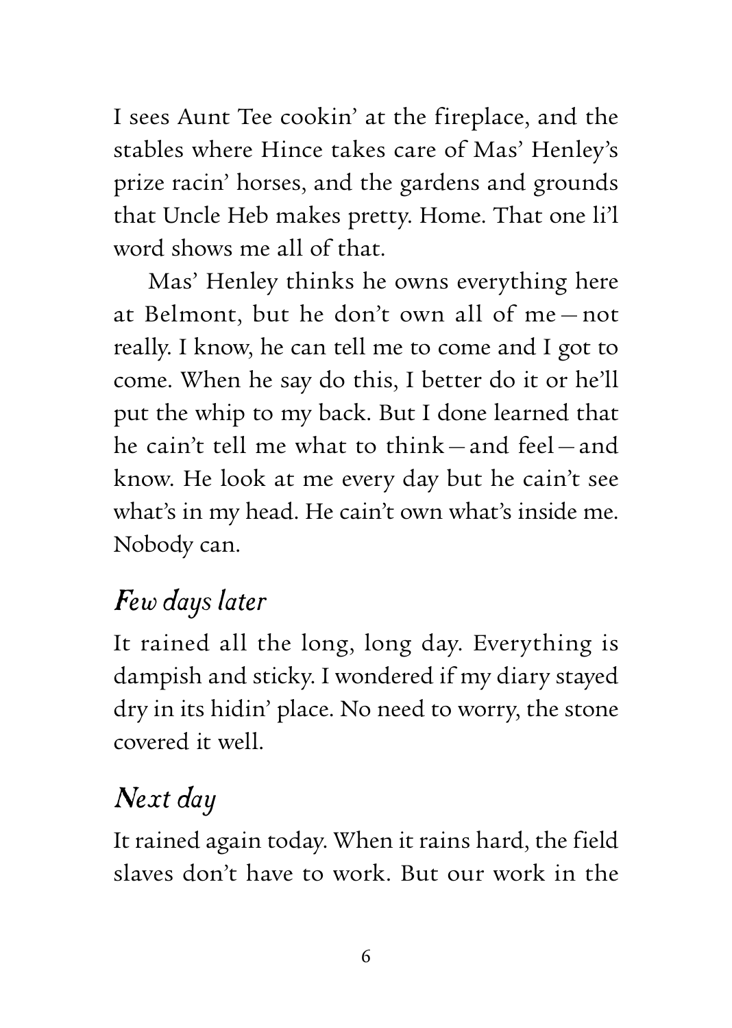I sees Aunt Tee cookin' at the fireplace, and the stables where Hince takes care of Mas' Henley's prize racin' horses, and the gardens and grounds that Uncle Heb makes pretty. Home. That one li'l word shows me all of that.

Mas' Henley thinks he owns everything here at Belmont, but he don't own all of me—not really. I know, he can tell me to come and I got to come. When he say do this, I better do it or he'll put the whip to my back. But I done learned that he cain't tell me what to think—and feel—and know. He look at me every day but he cain't see what's in my head. He cain't own what's inside me. Nobody can.

## *Few days later*

It rained all the long, long day. Everything is dampish and sticky. I wondered if my diary stayed dry in its hidin' place. No need to worry, the stone covered it well.

## *Next day*

It rained again today. When it rains hard, the field slaves don't have to work. But our work in the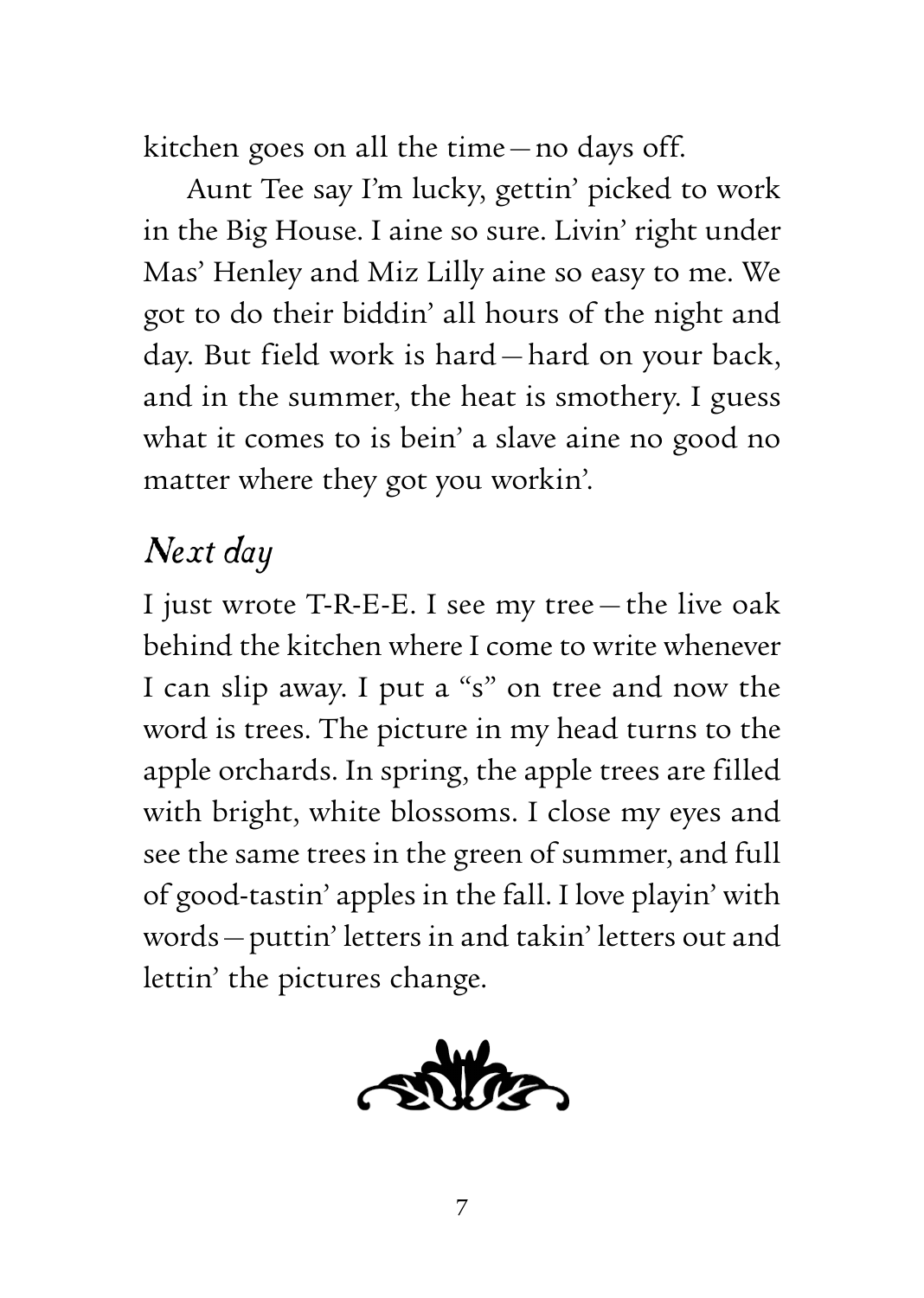kitchen goes on all the time—no days off.

Aunt Tee say I'm lucky, gettin' picked to work in the Big House. I aine so sure. Livin' right under Mas' Henley and Miz Lilly aine so easy to me. We got to do their biddin' all hours of the night and day. But field work is hard—hard on your back, and in the summer, the heat is smothery. I guess what it comes to is bein' a slave aine no good no matter where they got you workin'.

## *Next day*

I just wrote T-R-E-E. I see my tree—the live oak behind the kitchen where I come to write whenever I can slip away. I put a "s" on tree and now the word is trees. The picture in my head turns to the apple orchards. In spring, the apple trees are filled with bright, white blossoms. I close my eyes and see the same trees in the green of summer, and full of good-tastin' apples in the fall. I love playin' with words—puttin' letters in and takin' letters out and lettin' the pictures change.